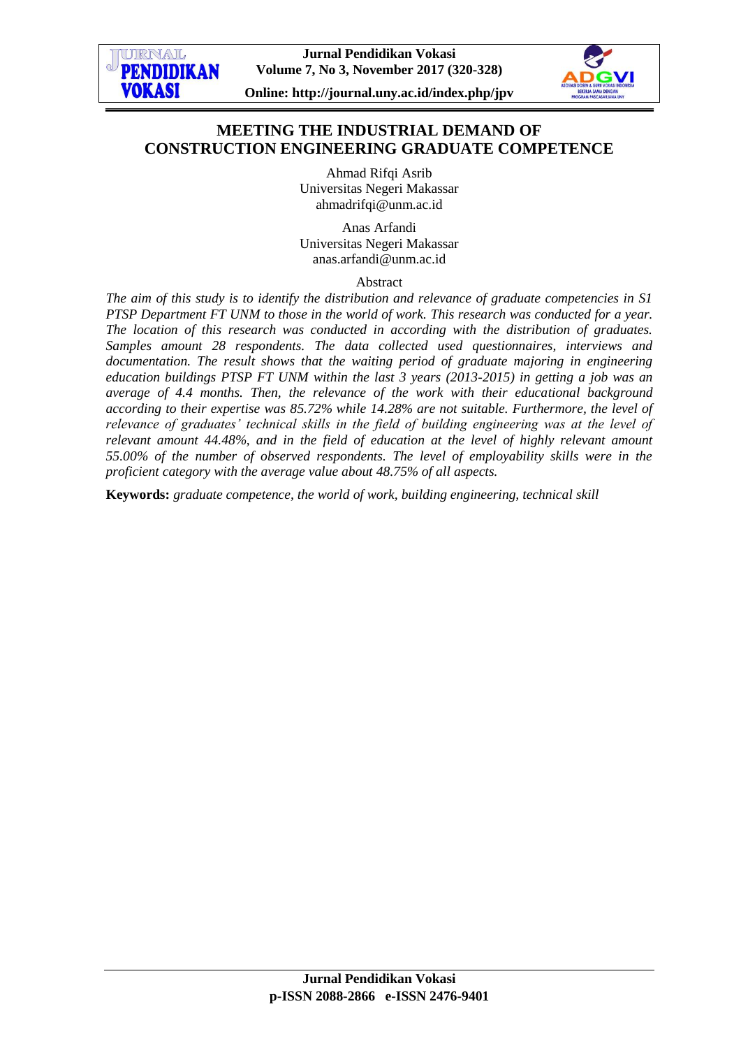# MEETING THE INDUSTRIAL DEMAND OF CONSTRUCTION ENGINEERING GRADUATE COMPETENCE

Ahmad Rifqi Asrib
Universitas Negeri Makassar
ahmadrifqi@unm.ac.id

Anas Arfandi
Universitas Negeri Makassar
anas.arfandi@unm.ac.id

Abstract

*The aim of this study is to identify the distribution and relevance of graduate competencies in S1 PTSP Department FT UNM to those in the world of work. This research was conducted for a year. The location of this research was conducted in according with the distribution of graduates. Samples amount 28 respondents. The data collected used questionnaires, interviews and documentation. The result shows that the waiting period of graduate majoring in engineering education buildings PTSP FT UNM within the last 3 years (2013-2015) in getting a job was an average of 4.4 months. Then, the relevance of the work with their educational background according to their expertise was 85.72% while 14.28% are not suitable. Furthermore, the level of relevance of graduates' technical skills in the field of building engineering was at the level of relevant amount 44.48%, and in the field of education at the level of highly relevant amount 55.00% of the number of observed respondents. The level of employability skills were in the proficient category with the average value about 48.75% of all aspects.*

**Keywords:** *graduate competence, the world of work, building engineering, technical skill*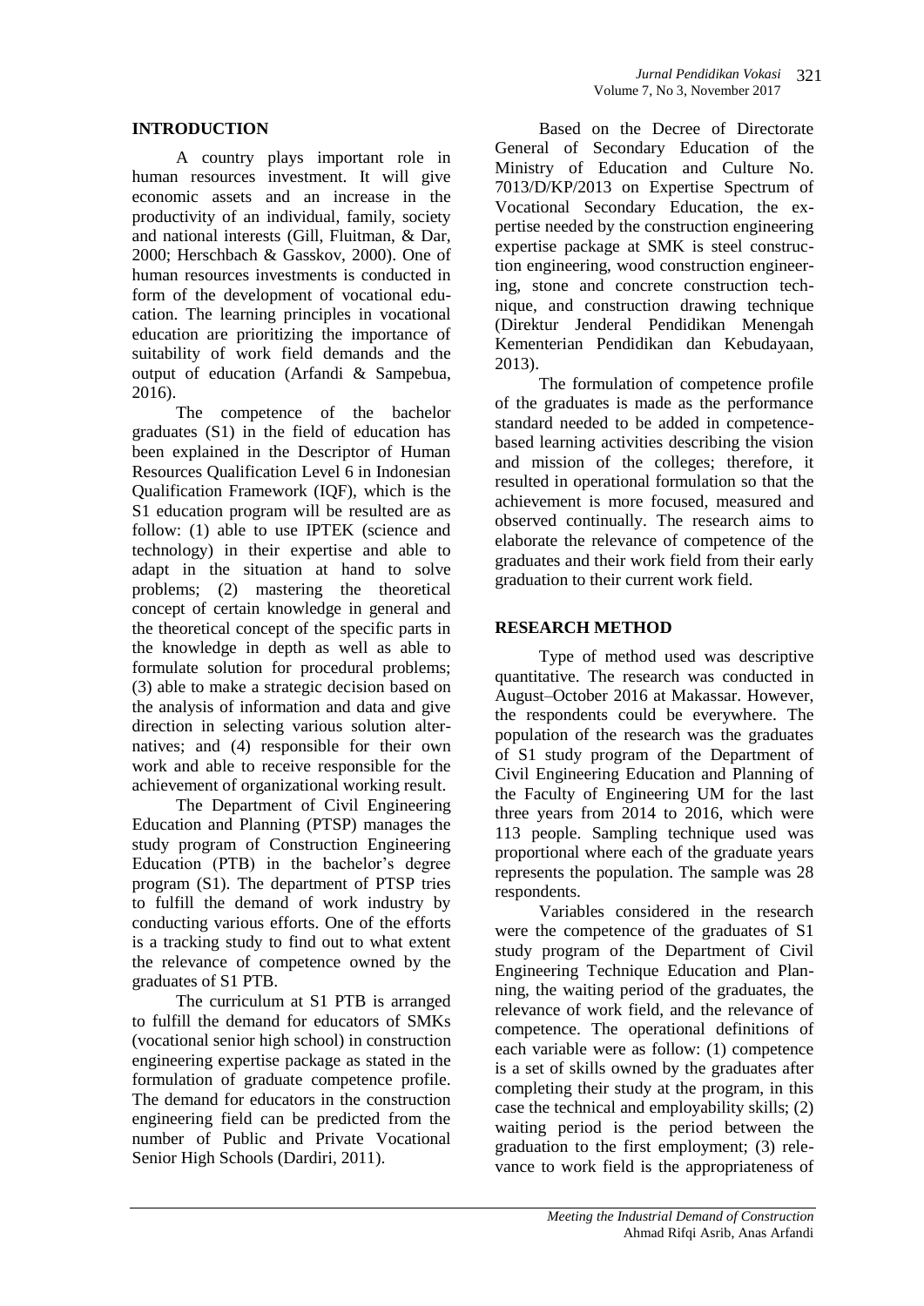## INTRODUCTION

A country plays important role in human resources investment. It will give economic assets and an increase in the productivity of an individual, family, society and national interests (Gill, Fluitman, & Dar, 2000; Herschbach & Gasskov, 2000). One of human resources investments is conducted in form of the development of vocational education. The learning principles in vocational education are prioritizing the importance of suitability of work field demands and the output of education (Arfandi & Sampebua, 2016).

The competence of the bachelor graduates (S1) in the field of education has been explained in the Descriptor of Human Resources Qualification Level 6 in Indonesian Qualification Framework (IQF), which is the S1 education program will be resulted are as follow: (1) able to use IPTEK (science and technology) in their expertise and able to adapt in the situation at hand to solve problems; (2) mastering the theoretical concept of certain knowledge in general and the theoretical concept of the specific parts in the knowledge in depth as well as able to formulate solution for procedural problems; (3) able to make a strategic decision based on the analysis of information and data and give direction in selecting various solution alternatives; and (4) responsible for their own work and able to receive responsible for the achievement of organizational working result.

The Department of Civil Engineering Education and Planning (PTSP) manages the study program of Construction Engineering Education (PTB) in the bachelor's degree program (S1). The department of PTSP tries to fulfill the demand of work industry by conducting various efforts. One of the efforts is a tracking study to find out to what extent the relevance of competence owned by the graduates of S1 PTB.

The curriculum at S1 PTB is arranged to fulfill the demand for educators of SMKs (vocational senior high school) in construction engineering expertise package as stated in the formulation of graduate competence profile. The demand for educators in the construction engineering field can be predicted from the number of Public and Private Vocational Senior High Schools (Dardiri, 2011).

Based on the Decree of Directorate General of Secondary Education of the Ministry of Education and Culture No. 7013/D/KP/2013 on Expertise Spectrum of Vocational Secondary Education, the expertise needed by the construction engineering expertise package at SMK is steel construction engineering, wood construction engineering, stone and concrete construction technique, and construction drawing technique (Direktur Jenderal Pendidikan Menengah Kementerian Pendidikan dan Kebudayaan, 2013).

The formulation of competence profile of the graduates is made as the performance standard needed to be added in competence-based learning activities describing the vision and mission of the colleges; therefore, it resulted in operational formulation so that the achievement is more focused, measured and observed continually. The research aims to elaborate the relevance of competence of the graduates and their work field from their early graduation to their current work field.

## RESEARCH METHOD

Type of method used was descriptive quantitative. The research was conducted in August–October 2016 at Makassar. However, the respondents could be everywhere. The population of the research was the graduates of S1 study program of the Department of Civil Engineering Education and Planning of the Faculty of Engineering UM for the last three years from 2014 to 2016, which were 113 people. Sampling technique used was proportional where each of the graduate years represents the population. The sample was 28 respondents.

Variables considered in the research were the competence of the graduates of S1 study program of the Department of Civil Engineering Technique Education and Planning, the waiting period of the graduates, the relevance of work field, and the relevance of competence. The operational definitions of each variable were as follow: (1) competence is a set of skills owned by the graduates after completing their study at the program, in this case the technical and employability skills; (2) waiting period is the period between the graduation to the first employment; (3) relevance to work field is the appropriateness of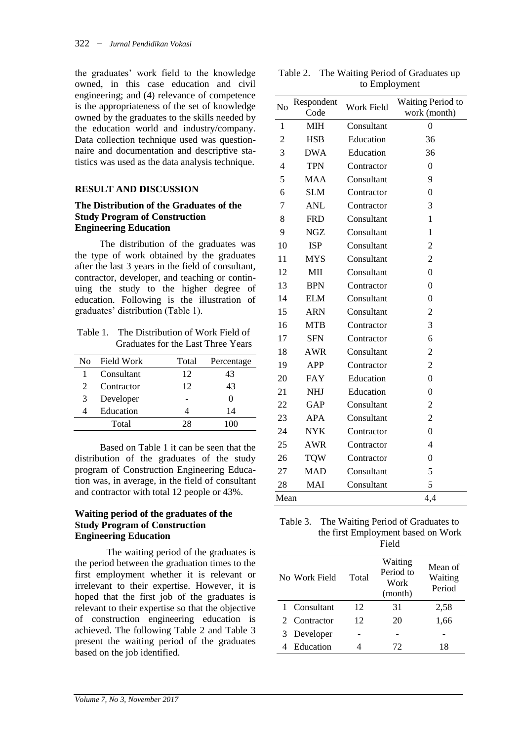the graduates' work field to the knowledge owned, in this case education and civil engineering; and (4) relevance of competence is the appropriateness of the set of knowledge owned by the graduates to the skills needed by the education world and industry/company. Data collection technique used was questionnaire and documentation and descriptive statistics was used as the data analysis technique.

## RESULT AND DISCUSSION

### The Distribution of the Graduates of the Study Program of Construction Engineering Education

The distribution of the graduates was the type of work obtained by the graduates after the last 3 years in the field of consultant, contractor, developer, and teaching or continuing the study to the higher degree of education. Following is the illustration of graduates' distribution (Table 1).

Table 1. The Distribution of Work Field of Graduates for the Last Three Years

| No | Field Work | Total | Percentage |
|---|---|---|---|
| 1 | Consultant | 12 | 43 |
| 2 | Contractor | 12 | 43 |
| 3 | Developer | - | 0 |
| 4 | Education | 4 | 14 |
| | Total | 28 | 100 |

Based on Table 1 it can be seen that the distribution of the graduates of the study program of Construction Engineering Education was, in average, in the field of consultant and contractor with total 12 people or 43%.

### Waiting period of the graduates of the Study Program of Construction Engineering Education

The waiting period of the graduates is the period between the graduation times to the first employment whether it is relevant or irrelevant to their expertise. However, it is hoped that the first job of the graduates is relevant to their expertise so that the objective of construction engineering education is achieved. The following Table 2 and Table 3 present the waiting period of the graduates based on the job identified.

Table 2. The Waiting Period of Graduates up to Employment

| No | Respondent Code | Work Field | Waiting Period to work (month) |
|---|---|---|---|
| 1 | MIH | Consultant | 0 |
| 2 | HSB | Education | 36 |
| 3 | DWA | Education | 36 |
| 4 | TPN | Contractor | 0 |
| 5 | MAA | Consultant | 9 |
| 6 | SLM | Contractor | 0 |
| 7 | ANL | Contractor | 3 |
| 8 | FRD | Consultant | 1 |
| 9 | NGZ | Consultant | 1 |
| 10 | ISP | Consultant | 2 |
| 11 | MYS | Consultant | 2 |
| 12 | MII | Consultant | 0 |
| 13 | BPN | Contractor | 0 |
| 14 | ELM | Consultant | 0 |
| 15 | ARN | Consultant | 2 |
| 16 | MTB | Contractor | 3 |
| 17 | SFN | Contractor | 6 |
| 18 | AWR | Consultant | 2 |
| 19 | APP | Contractor | 2 |
| 20 | FAY | Education | 0 |
| 21 | NHJ | Education | 0 |
| 22 | GAP | Consultant | 2 |
| 23 | APA | Consultant | 2 |
| 24 | NYK | Contractor | 0 |
| 25 | AWR | Contractor | 4 |
| 26 | TQW | Contractor | 0 |
| 27 | MAD | Consultant | 5 |
| 28 | MAI | Consultant | 5 |
| Mean | | | 4,4 |

Table 3. The Waiting Period of Graduates to the first Employment based on Work Field

| No | Work Field | Total | Waiting Period to Work (month) | Mean of Waiting Period |
|---|---|---|---|---|
| 1 | Consultant | 12 | 31 | 2,58 |
| 2 | Contractor | 12 | 20 | 1,66 |
| 3 | Developer | - | - | - |
| 4 | Education | 4 | 72 | 18 |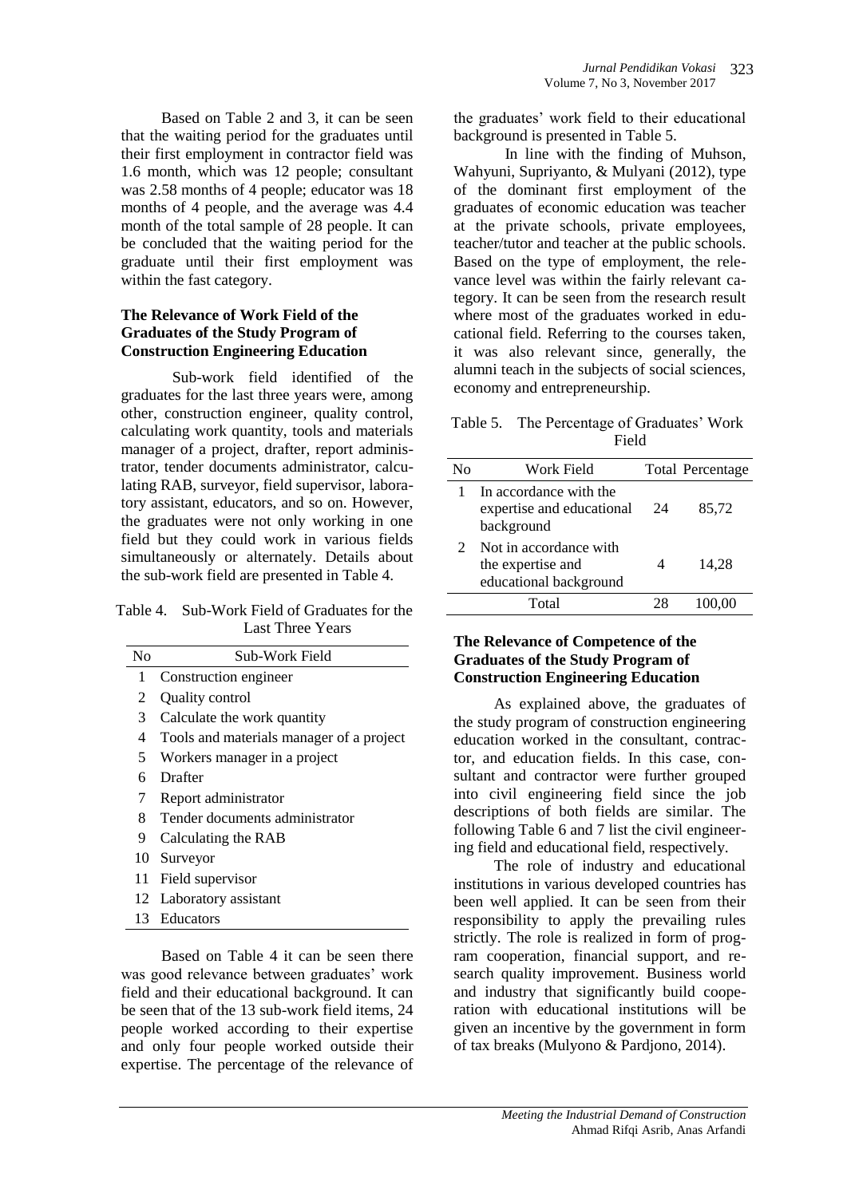Based on Table 2 and 3, it can be seen that the waiting period for the graduates until their first employment in contractor field was 1.6 month, which was 12 people; consultant was 2.58 months of 4 people; educator was 18 months of 4 people, and the average was 4.4 month of the total sample of 28 people. It can be concluded that the waiting period for the graduate until their first employment was within the fast category.

### The Relevance of Work Field of the Graduates of the Study Program of Construction Engineering Education

Sub-work field identified of the graduates for the last three years were, among other, construction engineer, quality control, calculating work quantity, tools and materials manager of a project, drafter, report administrator, tender documents administrator, calculating RAB, surveyor, field supervisor, laboratory assistant, educators, and so on. However, the graduates were not only working in one field but they could work in various fields simultaneously or alternately. Details about the sub-work field are presented in Table 4.

Table 4. Sub-Work Field of Graduates for the Last Three Years

| No | Sub-Work Field |
|---|---|
| 1 | Construction engineer |
| 2 | Quality control |
| 3 | Calculate the work quantity |
| 4 | Tools and materials manager of a project |
| 5 | Workers manager in a project |
| 6 | Drafter |
| 7 | Report administrator |
| 8 | Tender documents administrator |
| 9 | Calculating the RAB |
| 10 | Surveyor |
| 11 | Field supervisor |
| 12 | Laboratory assistant |
| 13 | Educators |

Based on Table 4 it can be seen there was good relevance between graduates' work field and their educational background. It can be seen that of the 13 sub-work field items, 24 people worked according to their expertise and only four people worked outside their expertise. The percentage of the relevance of the graduates' work field to their educational background is presented in Table 5.

In line with the finding of Muhson, Wahyuni, Supriyanto, & Mulyani (2012), type of the dominant first employment of the graduates of economic education was teacher at the private schools, private employees, teacher/tutor and teacher at the public schools. Based on the type of employment, the relevance level was within the fairly relevant category. It can be seen from the research result where most of the graduates worked in educational field. Referring to the courses taken, it was also relevant since, generally, the alumni teach in the subjects of social sciences, economy and entrepreneurship.

Table 5. The Percentage of Graduates' Work Field

| No | Work Field | Total | Percentage |
|---|---|---|---|
| 1 | In accordance with the expertise and educational background | 24 | 85,72 |
| 2 | Not in accordance with the expertise and educational background | 4 | 14,28 |
| | Total | 28 | 100,00 |

### The Relevance of Competence of the Graduates of the Study Program of Construction Engineering Education

As explained above, the graduates of the study program of construction engineering education worked in the consultant, contractor, and education fields. In this case, consultant and contractor were further grouped into civil engineering field since the job descriptions of both fields are similar. The following Table 6 and 7 list the civil engineering field and educational field, respectively.

The role of industry and educational institutions in various developed countries has been well applied. It can be seen from their responsibility to apply the prevailing rules strictly. The role is realized in form of program cooperation, financial support, and research quality improvement. Business world and industry that significantly build cooperation with educational institutions will be given an incentive by the government in form of tax breaks (Mulyono & Pardjono, 2014).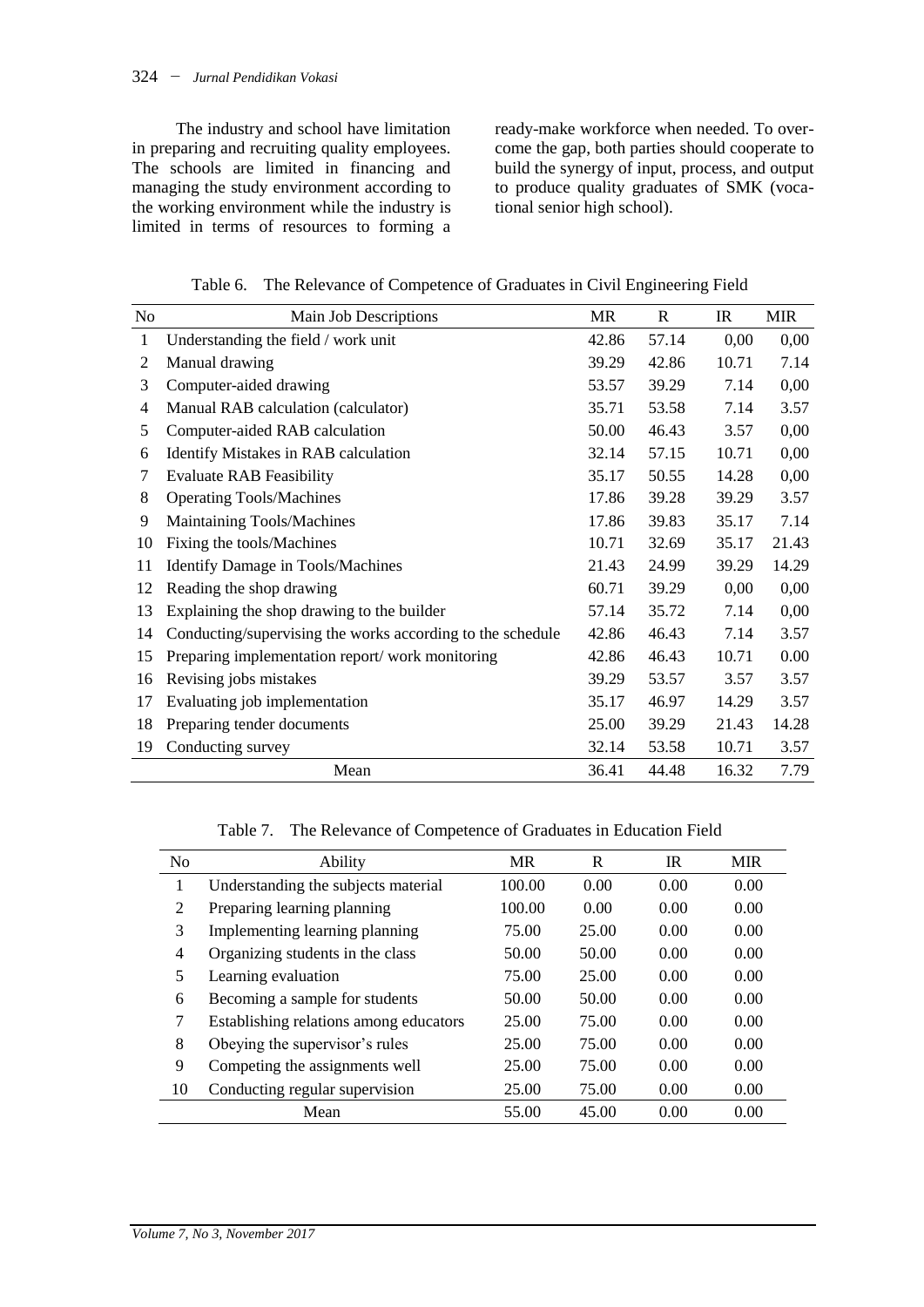The industry and school have limitation in preparing and recruiting quality employees. The schools are limited in financing and managing the study environment according to the working environment while the industry is limited in terms of resources to forming a ready-make workforce when needed. To overcome the gap, both parties should cooperate to build the synergy of input, process, and output to produce quality graduates of SMK (vocational senior high school).

Table 6. The Relevance of Competence of Graduates in Civil Engineering Field

| No | Main Job Descriptions | MR | R | IR | MIR |
|---|---|---|---|---|---|
| 1 | Understanding the field / work unit | 42.86 | 57.14 | 0,00 | 0,00 |
| 2 | Manual drawing | 39.29 | 42.86 | 10.71 | 7.14 |
| 3 | Computer-aided drawing | 53.57 | 39.29 | 7.14 | 0,00 |
| 4 | Manual RAB calculation (calculator) | 35.71 | 53.58 | 7.14 | 3.57 |
| 5 | Computer-aided RAB calculation | 50.00 | 46.43 | 3.57 | 0,00 |
| 6 | Identify Mistakes in RAB calculation | 32.14 | 57.15 | 10.71 | 0,00 |
| 7 | Evaluate RAB Feasibility | 35.17 | 50.55 | 14.28 | 0,00 |
| 8 | Operating Tools/Machines | 17.86 | 39.28 | 39.29 | 3.57 |
| 9 | Maintaining Tools/Machines | 17.86 | 39.83 | 35.17 | 7.14 |
| 10 | Fixing the tools/Machines | 10.71 | 32.69 | 35.17 | 21.43 |
| 11 | Identify Damage in Tools/Machines | 21.43 | 24.99 | 39.29 | 14.29 |
| 12 | Reading the shop drawing | 60.71 | 39.29 | 0,00 | 0,00 |
| 13 | Explaining the shop drawing to the builder | 57.14 | 35.72 | 7.14 | 0,00 |
| 14 | Conducting/supervising the works according to the schedule | 42.86 | 46.43 | 7.14 | 3.57 |
| 15 | Preparing implementation report/ work monitoring | 42.86 | 46.43 | 10.71 | 0.00 |
| 16 | Revising jobs mistakes | 39.29 | 53.57 | 3.57 | 3.57 |
| 17 | Evaluating job implementation | 35.17 | 46.97 | 14.29 | 3.57 |
| 18 | Preparing tender documents | 25.00 | 39.29 | 21.43 | 14.28 |
| 19 | Conducting survey | 32.14 | 53.58 | 10.71 | 3.57 |
| | Mean | 36.41 | 44.48 | 16.32 | 7.79 |

Table 7. The Relevance of Competence of Graduates in Education Field

| No | Ability | MR | R | IR | MIR |
|---|---|---|---|---|---|
| 1 | Understanding the subjects material | 100.00 | 0.00 | 0.00 | 0.00 |
| 2 | Preparing learning planning | 100.00 | 0.00 | 0.00 | 0.00 |
| 3 | Implementing learning planning | 75.00 | 25.00 | 0.00 | 0.00 |
| 4 | Organizing students in the class | 50.00 | 50.00 | 0.00 | 0.00 |
| 5 | Learning evaluation | 75.00 | 25.00 | 0.00 | 0.00 |
| 6 | Becoming a sample for students | 50.00 | 50.00 | 0.00 | 0.00 |
| 7 | Establishing relations among educators | 25.00 | 75.00 | 0.00 | 0.00 |
| 8 | Obeying the supervisor's rules | 25.00 | 75.00 | 0.00 | 0.00 |
| 9 | Competing the assignments well | 25.00 | 75.00 | 0.00 | 0.00 |
| 10 | Conducting regular supervision | 25.00 | 75.00 | 0.00 | 0.00 |
| | Mean | 55.00 | 45.00 | 0.00 | 0.00 |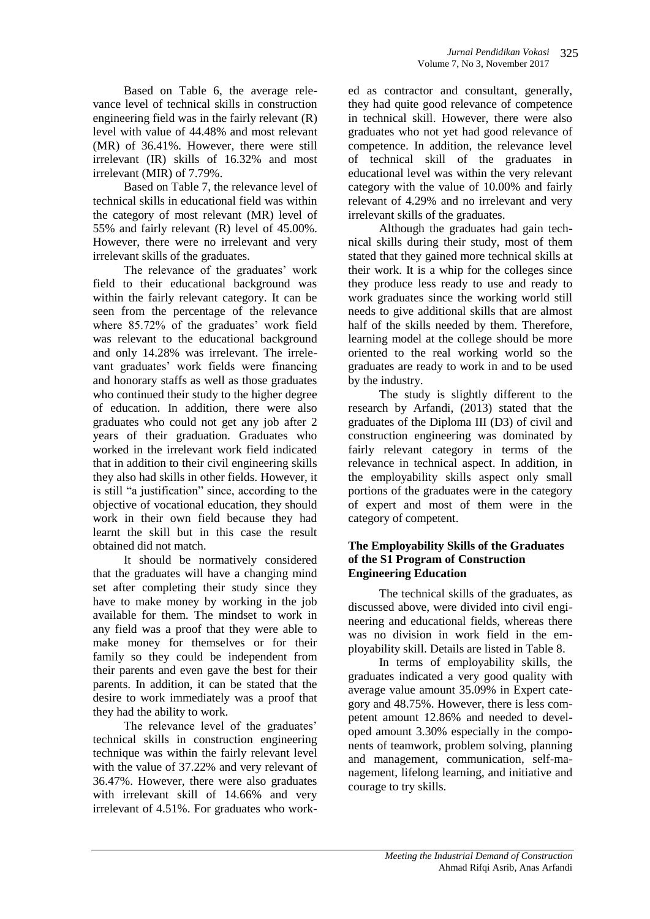Based on Table 6, the average relevance level of technical skills in construction engineering field was in the fairly relevant (R) level with value of 44.48% and most relevant (MR) of 36.41%. However, there were still irrelevant (IR) skills of 16.32% and most irrelevant (MIR) of 7.79%.

Based on Table 7, the relevance level of technical skills in educational field was within the category of most relevant (MR) level of 55% and fairly relevant (R) level of 45.00%. However, there were no irrelevant and very irrelevant skills of the graduates.

The relevance of the graduates' work field to their educational background was within the fairly relevant category. It can be seen from the percentage of the relevance where 85.72% of the graduates' work field was relevant to the educational background and only 14.28% was irrelevant. The irrelevant graduates' work fields were financing and honorary staffs as well as those graduates who continued their study to the higher degree of education. In addition, there were also graduates who could not get any job after 2 years of their graduation. Graduates who worked in the irrelevant work field indicated that in addition to their civil engineering skills they also had skills in other fields. However, it is still "a justification" since, according to the objective of vocational education, they should work in their own field because they had learnt the skill but in this case the result obtained did not match.

It should be normatively considered that the graduates will have a changing mind set after completing their study since they have to make money by working in the job available for them. The mindset to work in any field was a proof that they were able to make money for themselves or for their family so they could be independent from their parents and even gave the best for their parents. In addition, it can be stated that the desire to work immediately was a proof that they had the ability to work.

The relevance level of the graduates' technical skills in construction engineering technique was within the fairly relevant level with the value of 37.22% and very relevant of 36.47%. However, there were also graduates with irrelevant skill of 14.66% and very irrelevant of 4.51%. For graduates who worked as contractor and consultant, generally, they had quite good relevance of competence in technical skill. However, there were also graduates who not yet had good relevance of competence. In addition, the relevance level of technical skill of the graduates in educational level was within the very relevant category with the value of 10.00% and fairly relevant of 4.29% and no irrelevant and very irrelevant skills of the graduates.

Although the graduates had gain technical skills during their study, most of them stated that they gained more technical skills at their work. It is a whip for the colleges since they produce less ready to use and ready to work graduates since the working world still needs to give additional skills that are almost half of the skills needed by them. Therefore, learning model at the college should be more oriented to the real working world so the graduates are ready to work in and to be used by the industry.

The study is slightly different to the research by Arfandi, (2013) stated that the graduates of the Diploma III (D3) of civil and construction engineering was dominated by fairly relevant category in terms of the relevance in technical aspect. In addition, in the employability skills aspect only small portions of the graduates were in the category of expert and most of them were in the category of competent.

### The Employability Skills of the Graduates of the S1 Program of Construction Engineering Education

The technical skills of the graduates, as discussed above, were divided into civil engineering and educational fields, whereas there was no division in work field in the employability skill. Details are listed in Table 8.

In terms of employability skills, the graduates indicated a very good quality with average value amount 35.09% in Expert category and 48.75%. However, there is less competent amount 12.86% and needed to developed amount 3.30% especially in the components of teamwork, problem solving, planning and management, communication, self-management, lifelong learning, and initiative and courage to try skills.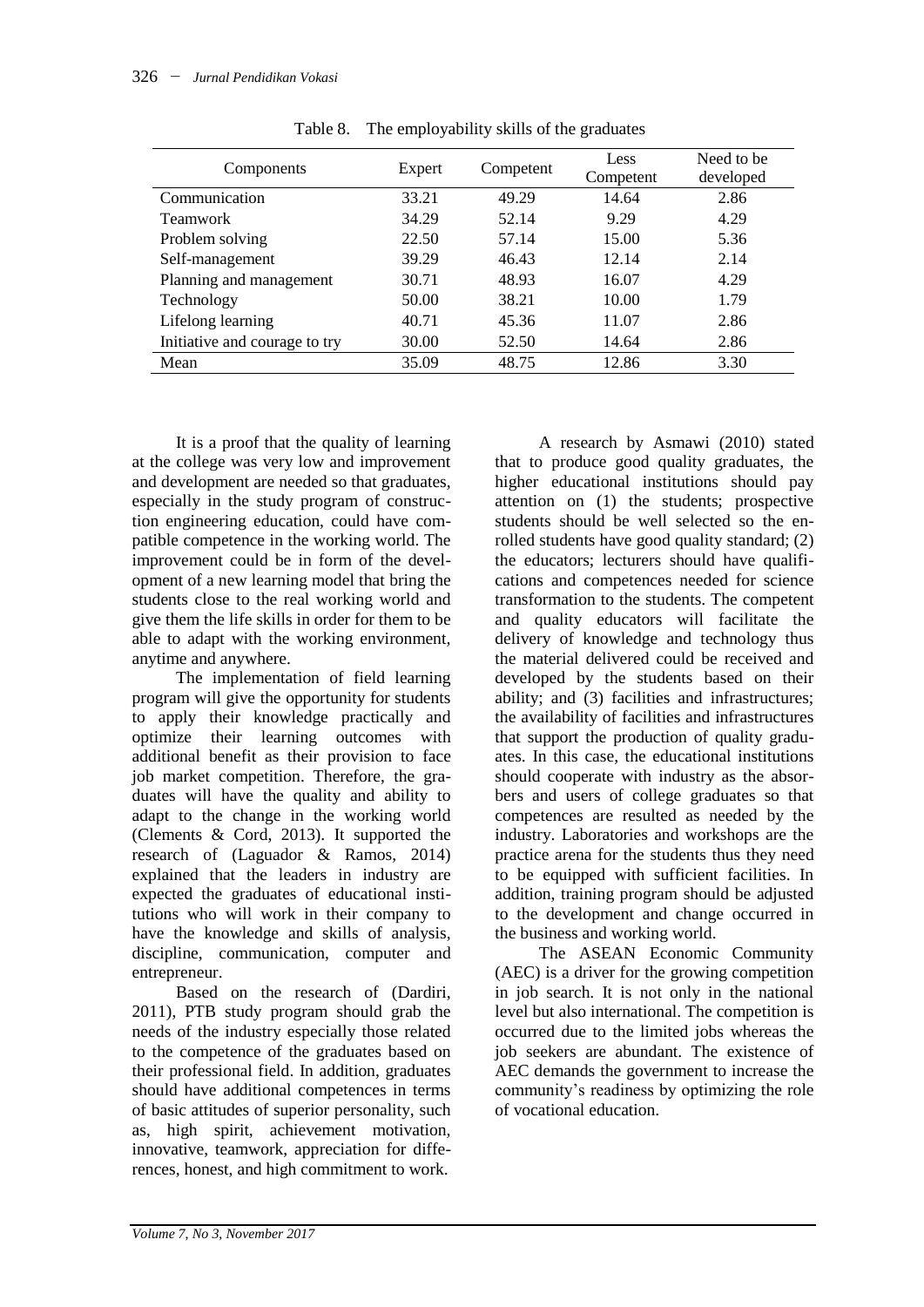Table 8. The employability skills of the graduates

| Components | Expert | Competent | Less Competent | Need to be developed |
|---|---|---|---|---|
| Communication | 33.21 | 49.29 | 14.64 | 2.86 |
| Teamwork | 34.29 | 52.14 | 9.29 | 4.29 |
| Problem solving | 22.50 | 57.14 | 15.00 | 5.36 |
| Self-management | 39.29 | 46.43 | 12.14 | 2.14 |
| Planning and management | 30.71 | 48.93 | 16.07 | 4.29 |
| Technology | 50.00 | 38.21 | 10.00 | 1.79 |
| Lifelong learning | 40.71 | 45.36 | 11.07 | 2.86 |
| Initiative and courage to try | 30.00 | 52.50 | 14.64 | 2.86 |
| Mean | 35.09 | 48.75 | 12.86 | 3.30 |

It is a proof that the quality of learning at the college was very low and improvement and development are needed so that graduates, especially in the study program of construction engineering education, could have compatible competence in the working world. The improvement could be in form of the development of a new learning model that bring the students close to the real working world and give them the life skills in order for them to be able to adapt with the working environment, anytime and anywhere.

The implementation of field learning program will give the opportunity for students to apply their knowledge practically and optimize their learning outcomes with additional benefit as their provision to face job market competition. Therefore, the graduates will have the quality and ability to adapt to the change in the working world (Clements & Cord, 2013). It supported the research of (Laguador & Ramos, 2014) explained that the leaders in industry are expected the graduates of educational institutions who will work in their company to have the knowledge and skills of analysis, discipline, communication, computer and entrepreneur.

Based on the research of (Dardiri, 2011), PTB study program should grab the needs of the industry especially those related to the competence of the graduates based on their professional field. In addition, graduates should have additional competences in terms of basic attitudes of superior personality, such as, high spirit, achievement motivation, innovative, teamwork, appreciation for differences, honest, and high commitment to work.

A research by Asmawi (2010) stated that to produce good quality graduates, the higher educational institutions should pay attention on (1) the students; prospective students should be well selected so the enrolled students have good quality standard; (2) the educators; lecturers should have qualifications and competences needed for science transformation to the students. The competent and quality educators will facilitate the delivery of knowledge and technology thus the material delivered could be received and developed by the students based on their ability; and (3) facilities and infrastructures; the availability of facilities and infrastructures that support the production of quality graduates. In this case, the educational institutions should cooperate with industry as the absorbers and users of college graduates so that competences are resulted as needed by the industry. Laboratories and workshops are the practice arena for the students thus they need to be equipped with sufficient facilities. In addition, training program should be adjusted to the development and change occurred in the business and working world.

The ASEAN Economic Community (AEC) is a driver for the growing competition in job search. It is not only in the national level but also international. The competition is occurred due to the limited jobs whereas the job seekers are abundant. The existence of AEC demands the government to increase the community's readiness by optimizing the role of vocational education.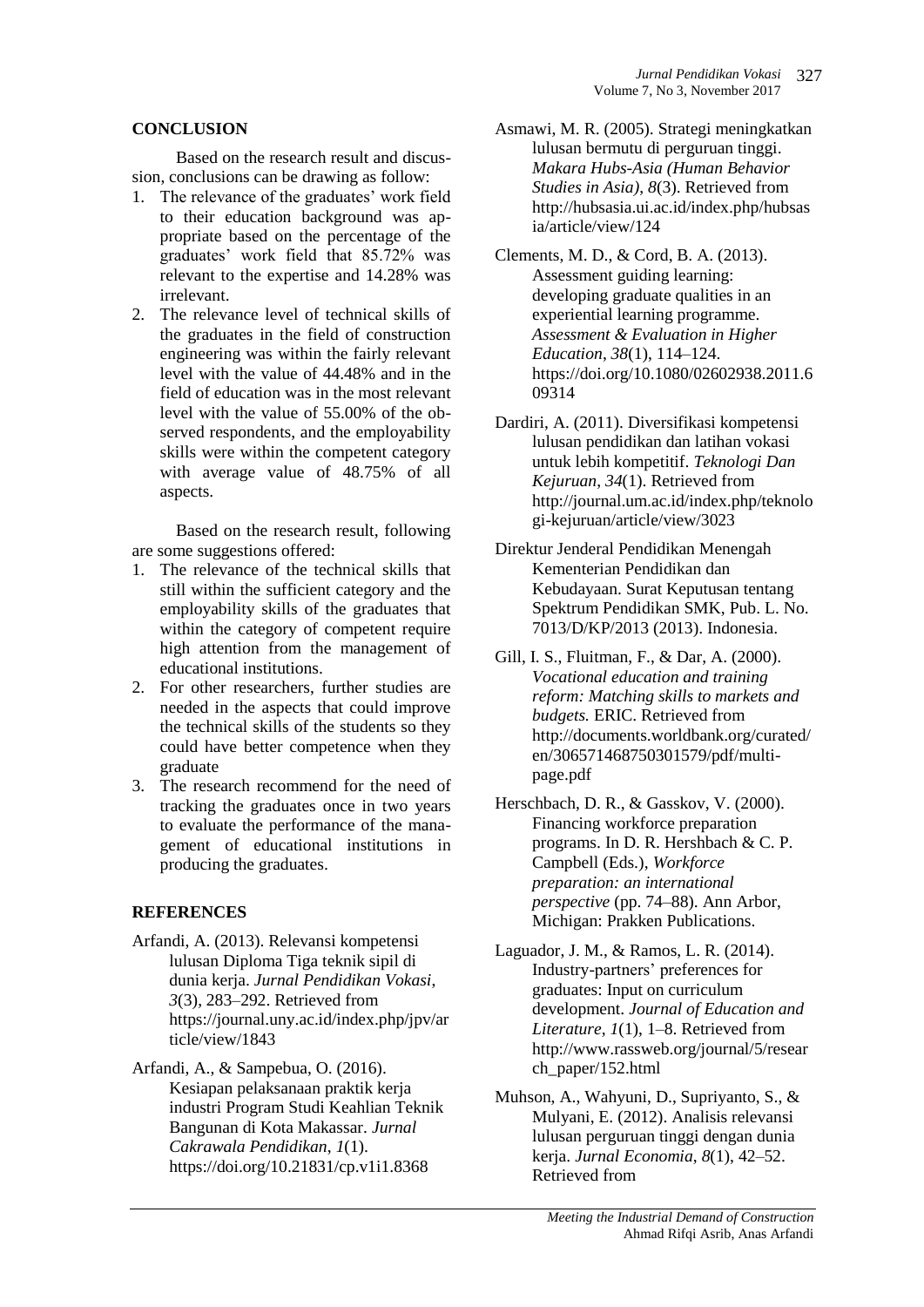## CONCLUSION

Based on the research result and discussion, conclusions can be drawing as follow:

1. The relevance of the graduates' work field to their education background was appropriate based on the percentage of the graduates' work field that 85.72% was relevant to the expertise and 14.28% was irrelevant.
2. The relevance level of technical skills of the graduates in the field of construction engineering was within the fairly relevant level with the value of 44.48% and in the field of education was in the most relevant level with the value of 55.00% of the observed respondents, and the employability skills were within the competent category with average value of 48.75% of all aspects.

Based on the research result, following are some suggestions offered:

1. The relevance of the technical skills that still within the sufficient category and the employability skills of the graduates that within the category of competent require high attention from the management of educational institutions.
2. For other researchers, further studies are needed in the aspects that could improve the technical skills of the students so they could have better competence when they graduate
3. The research recommend for the need of tracking the graduates once in two years to evaluate the performance of the management of educational institutions in producing the graduates.

## REFERENCES

Arfandi, A. (2013). Relevansi kompetensi lulusan Diploma Tiga teknik sipil di dunia kerja. *Jurnal Pendidikan Vokasi*, *3*(3), 283–292. Retrieved from https://journal.uny.ac.id/index.php/jpv/article/view/1843

Arfandi, A., & Sampebua, O. (2016). Kesiapan pelaksanaan praktik kerja industri Program Studi Keahlian Teknik Bangunan di Kota Makassar. *Jurnal Cakrawala Pendidikan*, *1*(1). https://doi.org/10.21831/cp.v1i1.8368

Asmawi, M. R. (2005). Strategi meningkatkan lulusan bermutu di perguruan tinggi. *Makara Hubs-Asia (Human Behavior Studies in Asia)*, *8*(3). Retrieved from http://hubsasia.ui.ac.id/index.php/hubsasia/article/view/124

Clements, M. D., & Cord, B. A. (2013). Assessment guiding learning: developing graduate qualities in an experiential learning programme. *Assessment & Evaluation in Higher Education*, *38*(1), 114–124. https://doi.org/10.1080/02602938.2011.609314

Dardiri, A. (2011). Diversifikasi kompetensi lulusan pendidikan dan latihan vokasi untuk lebih kompetitif. *Teknologi Dan Kejuruan*, *34*(1). Retrieved from http://journal.um.ac.id/index.php/teknologi-kejuruan/article/view/3023

Direktur Jenderal Pendidikan Menengah Kementerian Pendidikan dan Kebudayaan. Surat Keputusan tentang Spektrum Pendidikan SMK, Pub. L. No. 7013/D/KP/2013 (2013). Indonesia.

Gill, I. S., Fluitman, F., & Dar, A. (2000). *Vocational education and training reform: Matching skills to markets and budgets.* ERIC. Retrieved from http://documents.worldbank.org/curated/en/306571468750301579/pdf/multi-page.pdf

Herschbach, D. R., & Gasskov, V. (2000). Financing workforce preparation programs. In D. R. Hershbach & C. P. Campbell (Eds.), *Workforce preparation: an international perspective* (pp. 74–88). Ann Arbor, Michigan: Prakken Publications.

Laguador, J. M., & Ramos, L. R. (2014). Industry-partners' preferences for graduates: Input on curriculum development. *Journal of Education and Literature*, *1*(1), 1–8. Retrieved from http://www.rassweb.org/journal/5/research_paper/152.html

Muhson, A., Wahyuni, D., Supriyanto, S., & Mulyani, E. (2012). Analisis relevansi lulusan perguruan tinggi dengan dunia kerja. *Jurnal Economia*, *8*(1), 42–52. Retrieved from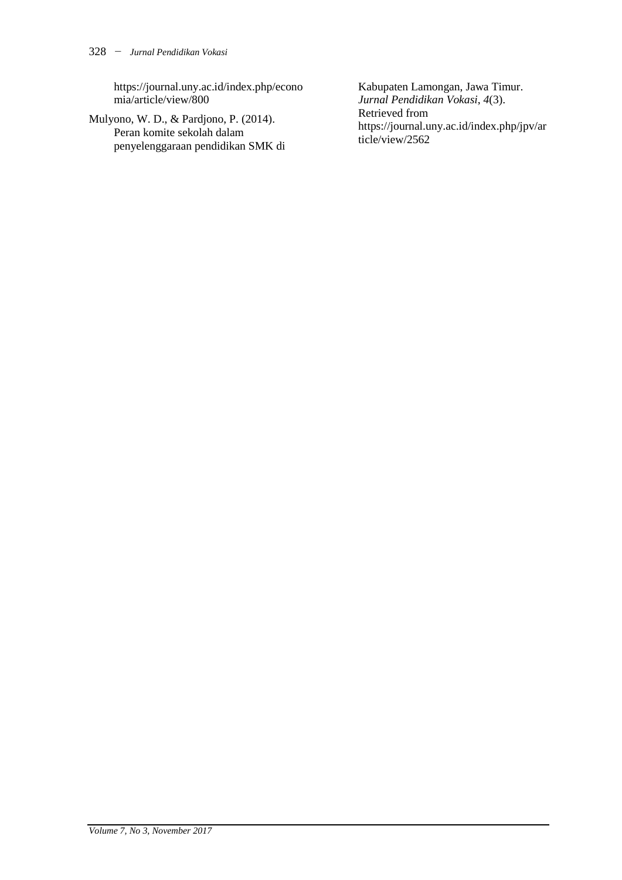https://journal.uny.ac.id/index.php/economia/article/view/800

Mulyono, W. D., & Pardjono, P. (2014). Peran komite sekolah dalam penyelenggaraan pendidikan SMK di Kabupaten Lamongan, Jawa Timur. *Jurnal Pendidikan Vokasi*, *4*(3). Retrieved from https://journal.uny.ac.id/index.php/jpv/article/view/2562